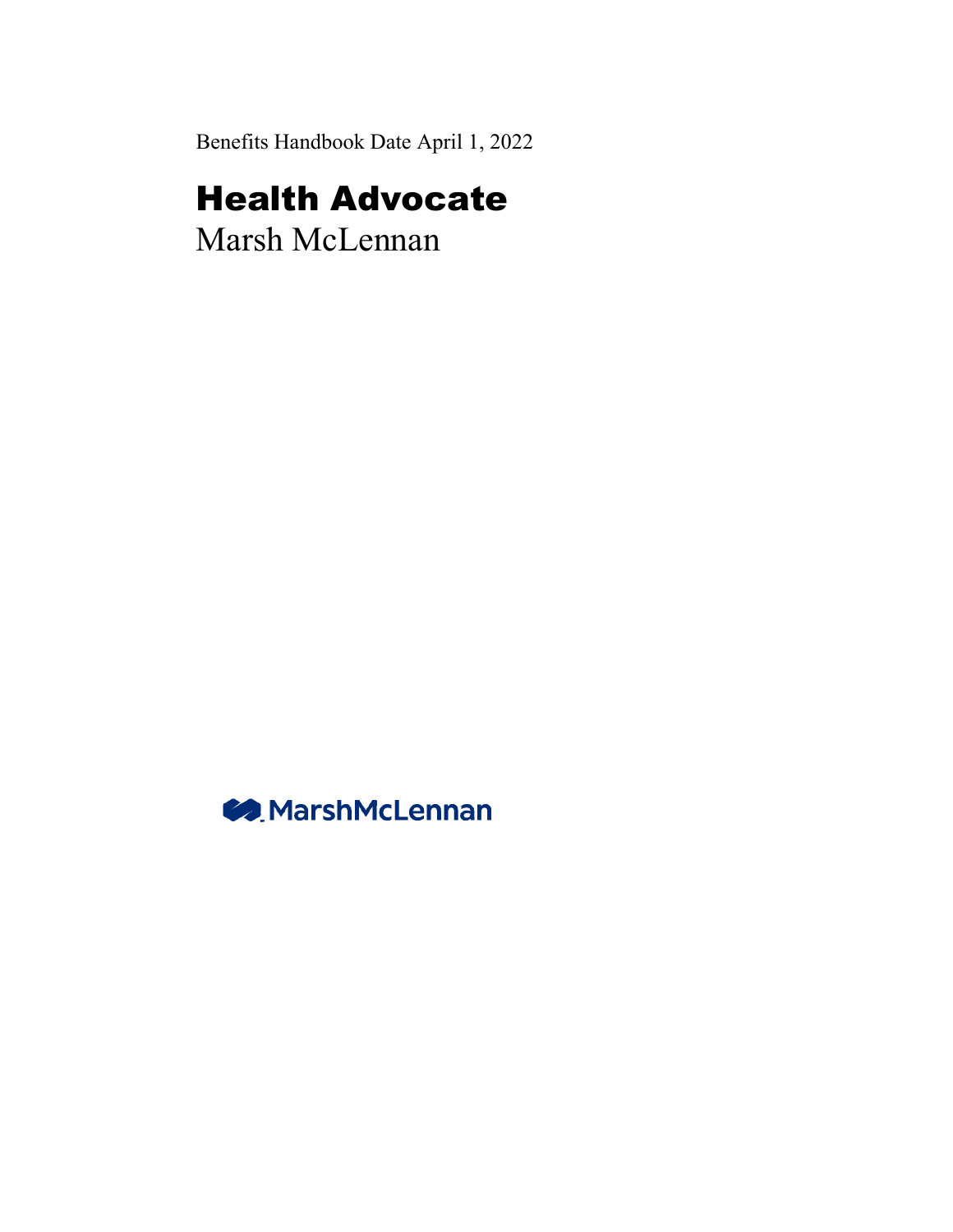Benefits Handbook Date April 1, 2022

# Health Advocate

Marsh McLennan

MarshMcLennan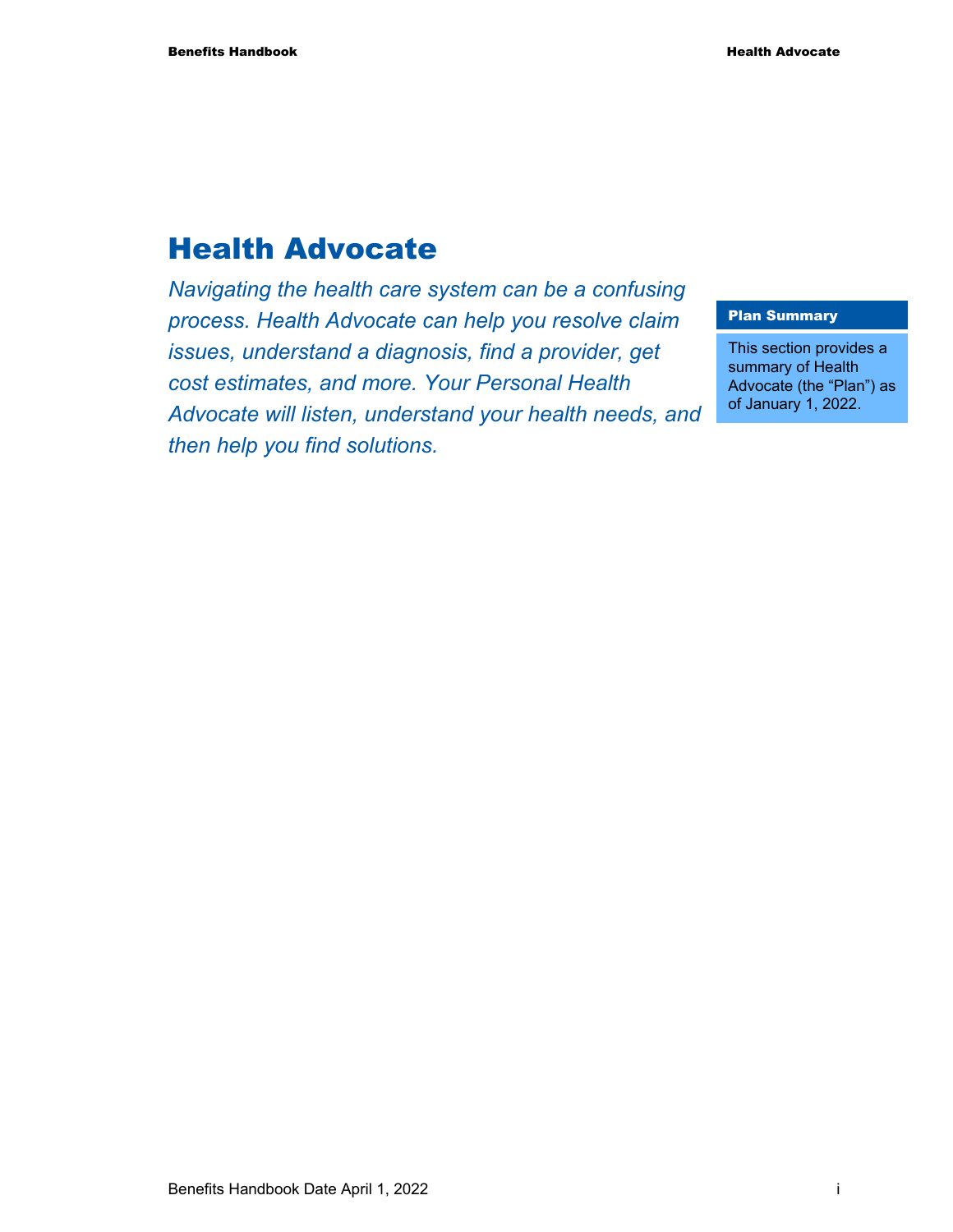# Health Advocate

*Navigating the health care system can be a confusing process. Health Advocate can help you resolve claim issues, understand a diagnosis, find a provider, get cost estimates, and more. Your Personal Health Advocate will listen, understand your health needs, and then help you find solutions.*

**Plan Summary**

This section provides a summary of Health Advocate (the "Plan") as of January 1, 2022.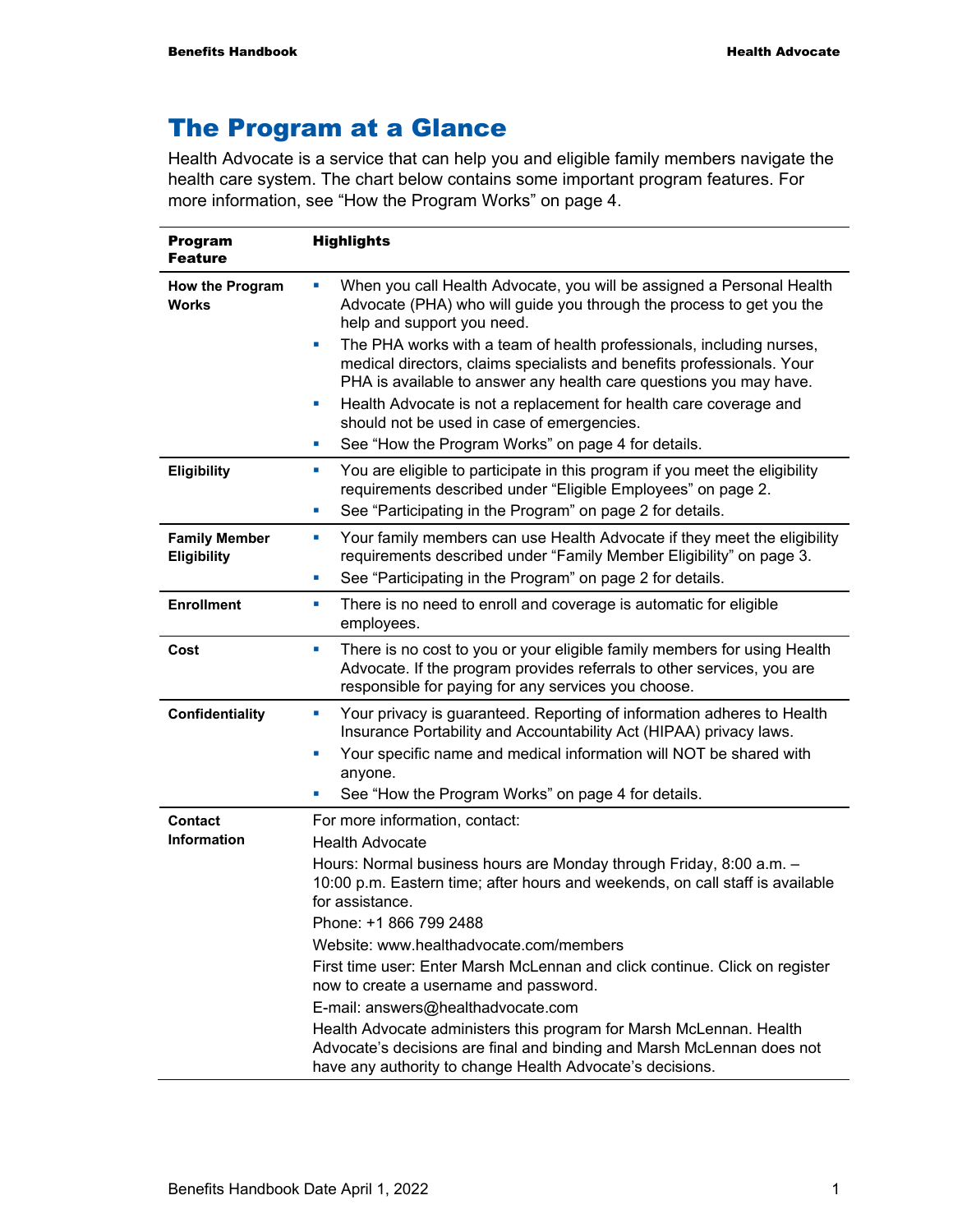# The Program at a Glance

Health Advocate is a service that can help you and eligible family members navigate the health care system. The chart below contains some important program features. For more information, see "How the Program Works" on page 4.

| Program Feature | Highlights |
|---|---|
| **How the Program Works** | ▪ When you call Health Advocate, you will be assigned a Personal Health Advocate (PHA) who will guide you through the process to get you the help and support you need.<br>▪ The PHA works with a team of health professionals, including nurses, medical directors, claims specialists and benefits professionals. Your PHA is available to answer any health care questions you may have.<br>▪ Health Advocate is not a replacement for health care coverage and should not be used in case of emergencies.<br>▪ See "How the Program Works" on page 4 for details. |
| **Eligibility** | ▪ You are eligible to participate in this program if you meet the eligibility requirements described under "Eligible Employees" on page 2.<br>▪ See "Participating in the Program" on page 2 for details. |
| **Family Member Eligibility** | ▪ Your family members can use Health Advocate if they meet the eligibility requirements described under "Family Member Eligibility" on page 3.<br>▪ See "Participating in the Program" on page 2 for details. |
| **Enrollment** | ▪ There is no need to enroll and coverage is automatic for eligible employees. |
| **Cost** | ▪ There is no cost to you or your eligible family members for using Health Advocate. If the program provides referrals to other services, you are responsible for paying for any services you choose. |
| **Confidentiality** | ▪ Your privacy is guaranteed. Reporting of information adheres to Health Insurance Portability and Accountability Act (HIPAA) privacy laws.<br>▪ Your specific name and medical information will NOT be shared with anyone.<br>▪ See "How the Program Works" on page 4 for details. |
| **Contact Information** | For more information, contact:<br>Health Advocate<br>Hours: Normal business hours are Monday through Friday, 8:00 a.m. – 10:00 p.m. Eastern time; after hours and weekends, on call staff is available for assistance.<br>Phone: +1 866 799 2488<br>Website: www.healthadvocate.com/members<br>First time user: Enter Marsh McLennan and click continue. Click on register now to create a username and password.<br>E-mail: answers@healthadvocate.com<br>Health Advocate administers this program for Marsh McLennan. Health Advocate's decisions are final and binding and Marsh McLennan does not have any authority to change Health Advocate's decisions. |

Benefits Handbook Date April 1, 2022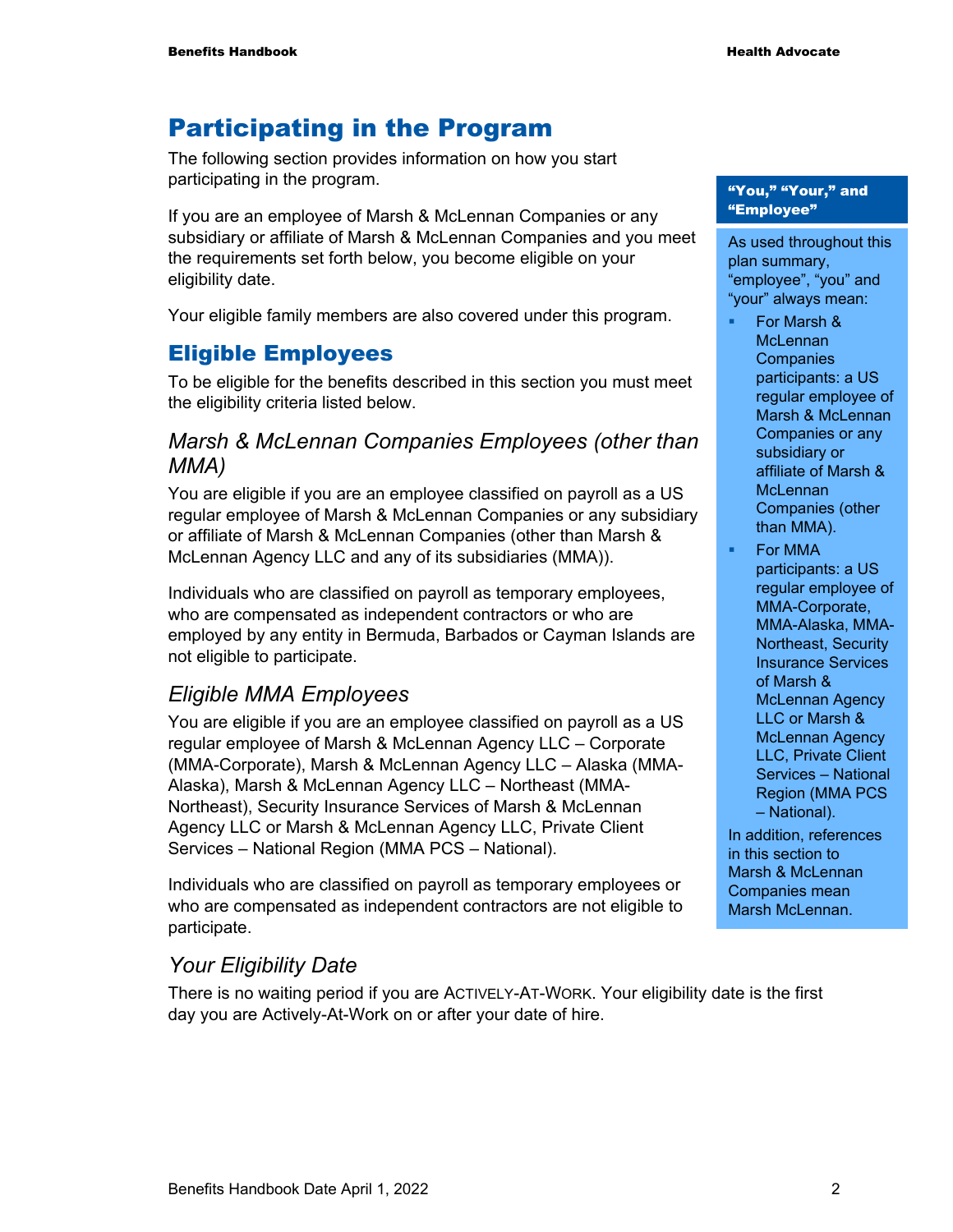# Participating in the Program

The following section provides information on how you start participating in the program.

If you are an employee of Marsh & McLennan Companies or any subsidiary or affiliate of Marsh & McLennan Companies and you meet the requirements set forth below, you become eligible on your eligibility date.

Your eligible family members are also covered under this program.

**"You," "Your," and "Employee"**

As used throughout this plan summary, "employee", "you" and "your" always mean:

- For Marsh & McLennan Companies participants: a US regular employee of Marsh & McLennan Companies or any subsidiary or affiliate of Marsh & McLennan Companies (other than MMA).
- For MMA participants: a US regular employee of MMA-Corporate, MMA-Alaska, MMA-Northeast, Security Insurance Services of Marsh & McLennan Agency LLC or Marsh & McLennan Agency LLC, Private Client Services – National Region (MMA PCS – National).

In addition, references in this section to Marsh & McLennan Companies mean Marsh McLennan.

## Eligible Employees

To be eligible for the benefits described in this section you must meet the eligibility criteria listed below.

### *Marsh & McLennan Companies Employees (other than MMA)*

You are eligible if you are an employee classified on payroll as a US regular employee of Marsh & McLennan Companies or any subsidiary or affiliate of Marsh & McLennan Companies (other than Marsh & McLennan Agency LLC and any of its subsidiaries (MMA)).

Individuals who are classified on payroll as temporary employees, who are compensated as independent contractors or who are employed by any entity in Bermuda, Barbados or Cayman Islands are not eligible to participate.

### *Eligible MMA Employees*

You are eligible if you are an employee classified on payroll as a US regular employee of Marsh & McLennan Agency LLC – Corporate (MMA-Corporate), Marsh & McLennan Agency LLC – Alaska (MMA-Alaska), Marsh & McLennan Agency LLC – Northeast (MMA-Northeast), Security Insurance Services of Marsh & McLennan Agency LLC or Marsh & McLennan Agency LLC, Private Client Services – National Region (MMA PCS – National).

Individuals who are classified on payroll as temporary employees or who are compensated as independent contractors are not eligible to participate.

### *Your Eligibility Date*

There is no waiting period if you are ACTIVELY-AT-WORK. Your eligibility date is the first day you are Actively-At-Work on or after your date of hire.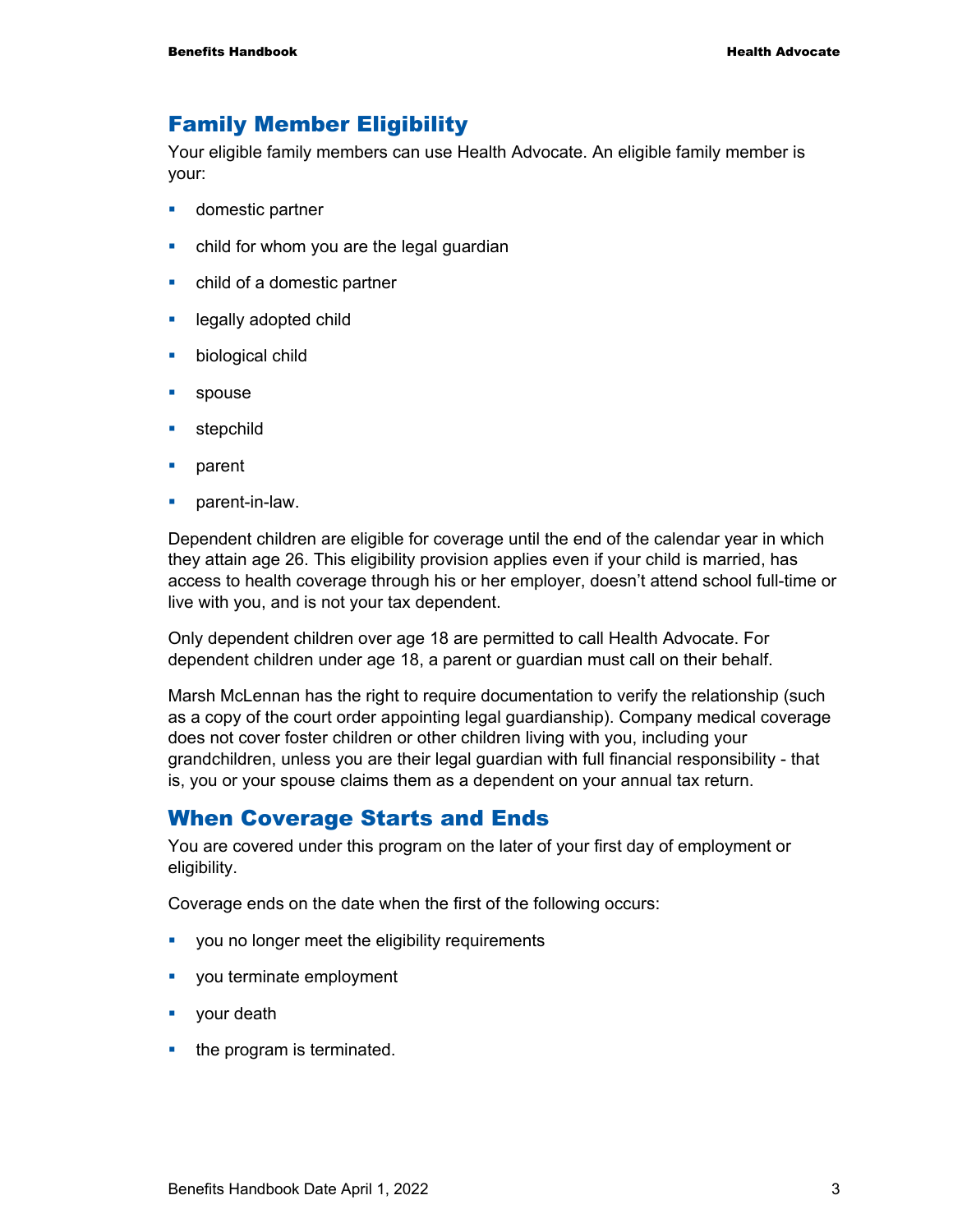## Family Member Eligibility

Your eligible family members can use Health Advocate. An eligible family member is your:

- domestic partner
- child for whom you are the legal guardian
- child of a domestic partner
- legally adopted child
- biological child
- spouse
- stepchild
- parent
- parent-in-law.

Dependent children are eligible for coverage until the end of the calendar year in which they attain age 26. This eligibility provision applies even if your child is married, has access to health coverage through his or her employer, doesn't attend school full-time or live with you, and is not your tax dependent.

Only dependent children over age 18 are permitted to call Health Advocate. For dependent children under age 18, a parent or guardian must call on their behalf.

Marsh McLennan has the right to require documentation to verify the relationship (such as a copy of the court order appointing legal guardianship). Company medical coverage does not cover foster children or other children living with you, including your grandchildren, unless you are their legal guardian with full financial responsibility - that is, you or your spouse claims them as a dependent on your annual tax return.

## When Coverage Starts and Ends

You are covered under this program on the later of your first day of employment or eligibility.

Coverage ends on the date when the first of the following occurs:

- you no longer meet the eligibility requirements
- you terminate employment
- your death
- the program is terminated.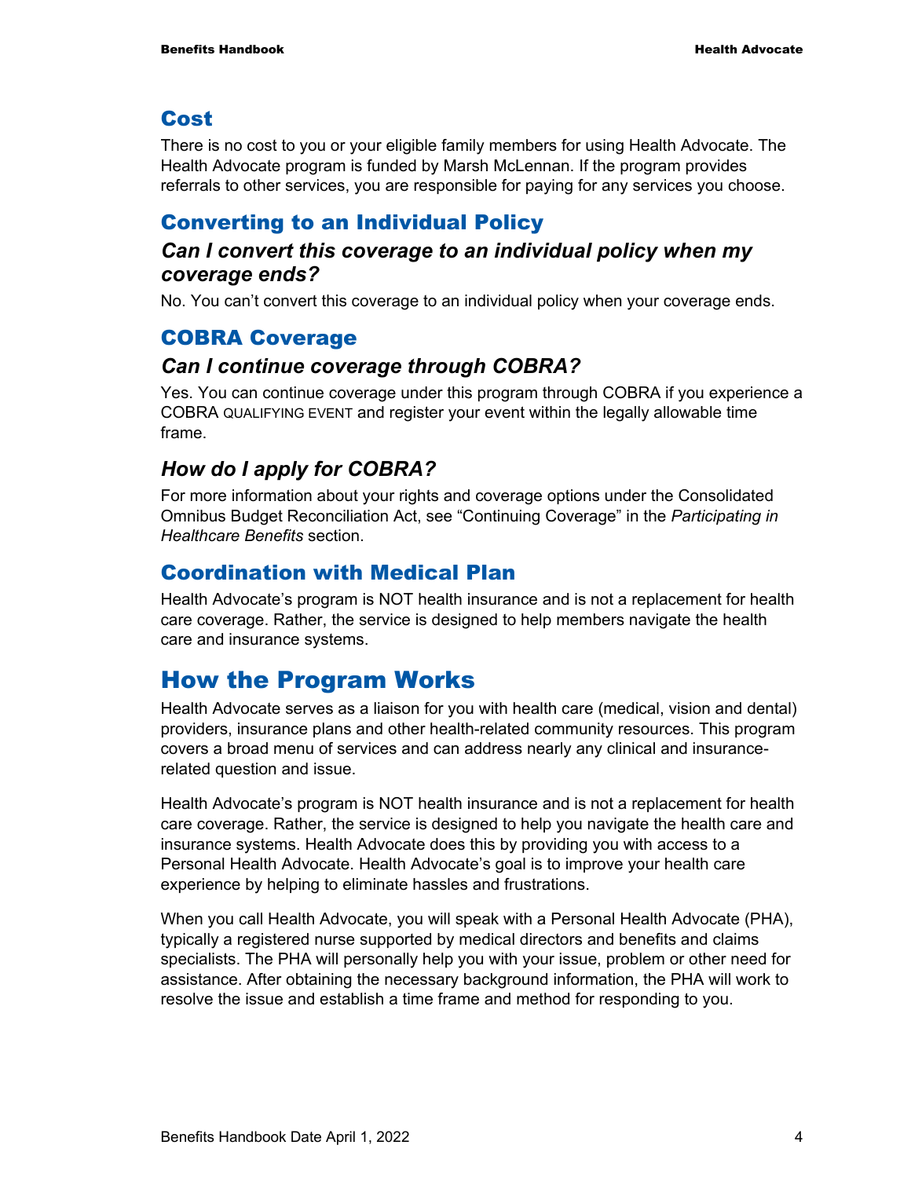## Cost

There is no cost to you or your eligible family members for using Health Advocate. The Health Advocate program is funded by Marsh McLennan. If the program provides referrals to other services, you are responsible for paying for any services you choose.

## Converting to an Individual Policy

### *Can I convert this coverage to an individual policy when my coverage ends?*

No. You can't convert this coverage to an individual policy when your coverage ends.

## COBRA Coverage

### *Can I continue coverage through COBRA?*

Yes. You can continue coverage under this program through COBRA if you experience a COBRA QUALIFYING EVENT and register your event within the legally allowable time frame.

### *How do I apply for COBRA?*

For more information about your rights and coverage options under the Consolidated Omnibus Budget Reconciliation Act, see "Continuing Coverage" in the *Participating in Healthcare Benefits* section.

## Coordination with Medical Plan

Health Advocate's program is NOT health insurance and is not a replacement for health care coverage. Rather, the service is designed to help members navigate the health care and insurance systems.

# How the Program Works

Health Advocate serves as a liaison for you with health care (medical, vision and dental) providers, insurance plans and other health-related community resources. This program covers a broad menu of services and can address nearly any clinical and insurance-related question and issue.

Health Advocate's program is NOT health insurance and is not a replacement for health care coverage. Rather, the service is designed to help you navigate the health care and insurance systems. Health Advocate does this by providing you with access to a Personal Health Advocate. Health Advocate's goal is to improve your health care experience by helping to eliminate hassles and frustrations.

When you call Health Advocate, you will speak with a Personal Health Advocate (PHA), typically a registered nurse supported by medical directors and benefits and claims specialists. The PHA will personally help you with your issue, problem or other need for assistance. After obtaining the necessary background information, the PHA will work to resolve the issue and establish a time frame and method for responding to you.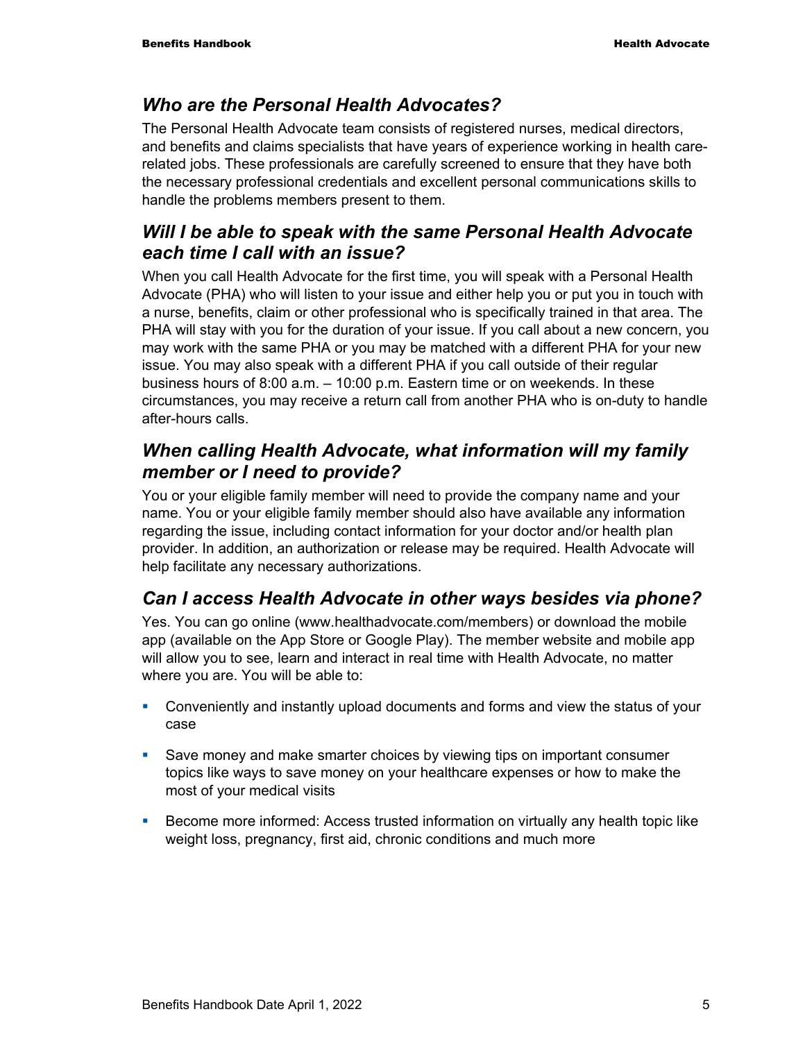## *Who are the Personal Health Advocates?*

The Personal Health Advocate team consists of registered nurses, medical directors, and benefits and claims specialists that have years of experience working in health care-related jobs. These professionals are carefully screened to ensure that they have both the necessary professional credentials and excellent personal communications skills to handle the problems members present to them.

## *Will I be able to speak with the same Personal Health Advocate each time I call with an issue?*

When you call Health Advocate for the first time, you will speak with a Personal Health Advocate (PHA) who will listen to your issue and either help you or put you in touch with a nurse, benefits, claim or other professional who is specifically trained in that area. The PHA will stay with you for the duration of your issue. If you call about a new concern, you may work with the same PHA or you may be matched with a different PHA for your new issue. You may also speak with a different PHA if you call outside of their regular business hours of 8:00 a.m. – 10:00 p.m. Eastern time or on weekends. In these circumstances, you may receive a return call from another PHA who is on-duty to handle after-hours calls.

## *When calling Health Advocate, what information will my family member or I need to provide?*

You or your eligible family member will need to provide the company name and your name. You or your eligible family member should also have available any information regarding the issue, including contact information for your doctor and/or health plan provider. In addition, an authorization or release may be required. Health Advocate will help facilitate any necessary authorizations.

## *Can I access Health Advocate in other ways besides via phone?*

Yes. You can go online (www.healthadvocate.com/members) or download the mobile app (available on the App Store or Google Play). The member website and mobile app will allow you to see, learn and interact in real time with Health Advocate, no matter where you are. You will be able to:

- Conveniently and instantly upload documents and forms and view the status of your case
- Save money and make smarter choices by viewing tips on important consumer topics like ways to save money on your healthcare expenses or how to make the most of your medical visits
- Become more informed: Access trusted information on virtually any health topic like weight loss, pregnancy, first aid, chronic conditions and much more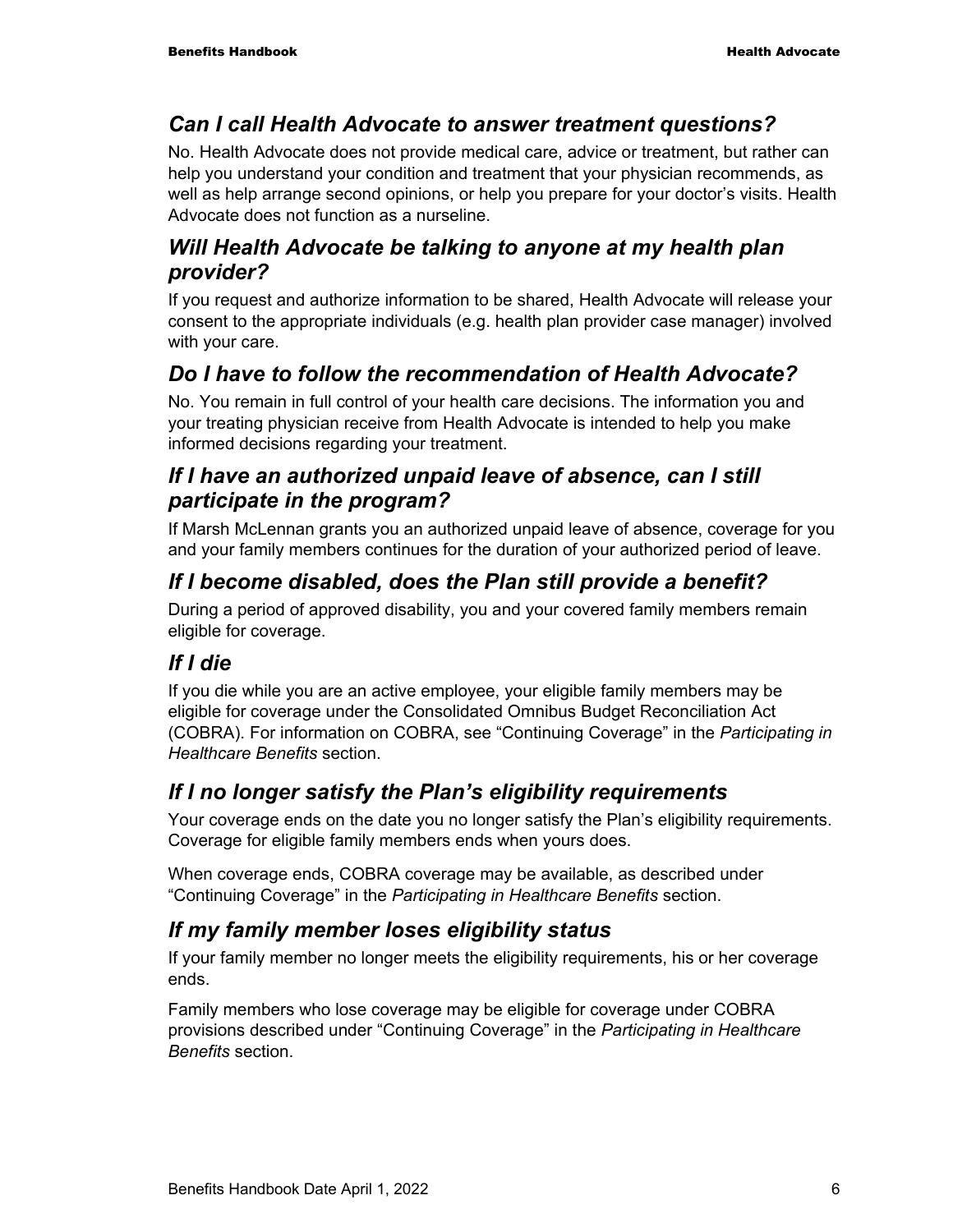## *Can I call Health Advocate to answer treatment questions?*

No. Health Advocate does not provide medical care, advice or treatment, but rather can help you understand your condition and treatment that your physician recommends, as well as help arrange second opinions, or help you prepare for your doctor's visits. Health Advocate does not function as a nurseline.

## *Will Health Advocate be talking to anyone at my health plan provider?*

If you request and authorize information to be shared, Health Advocate will release your consent to the appropriate individuals (e.g. health plan provider case manager) involved with your care.

## *Do I have to follow the recommendation of Health Advocate?*

No. You remain in full control of your health care decisions. The information you and your treating physician receive from Health Advocate is intended to help you make informed decisions regarding your treatment.

## *If I have an authorized unpaid leave of absence, can I still participate in the program?*

If Marsh McLennan grants you an authorized unpaid leave of absence, coverage for you and your family members continues for the duration of your authorized period of leave.

## *If I become disabled, does the Plan still provide a benefit?*

During a period of approved disability, you and your covered family members remain eligible for coverage.

## *If I die*

If you die while you are an active employee, your eligible family members may be eligible for coverage under the Consolidated Omnibus Budget Reconciliation Act (COBRA). For information on COBRA, see "Continuing Coverage" in the *Participating in Healthcare Benefits* section.

## *If I no longer satisfy the Plan's eligibility requirements*

Your coverage ends on the date you no longer satisfy the Plan's eligibility requirements. Coverage for eligible family members ends when yours does.

When coverage ends, COBRA coverage may be available, as described under "Continuing Coverage" in the *Participating in Healthcare Benefits* section.

## *If my family member loses eligibility status*

If your family member no longer meets the eligibility requirements, his or her coverage ends.

Family members who lose coverage may be eligible for coverage under COBRA provisions described under "Continuing Coverage" in the *Participating in Healthcare Benefits* section.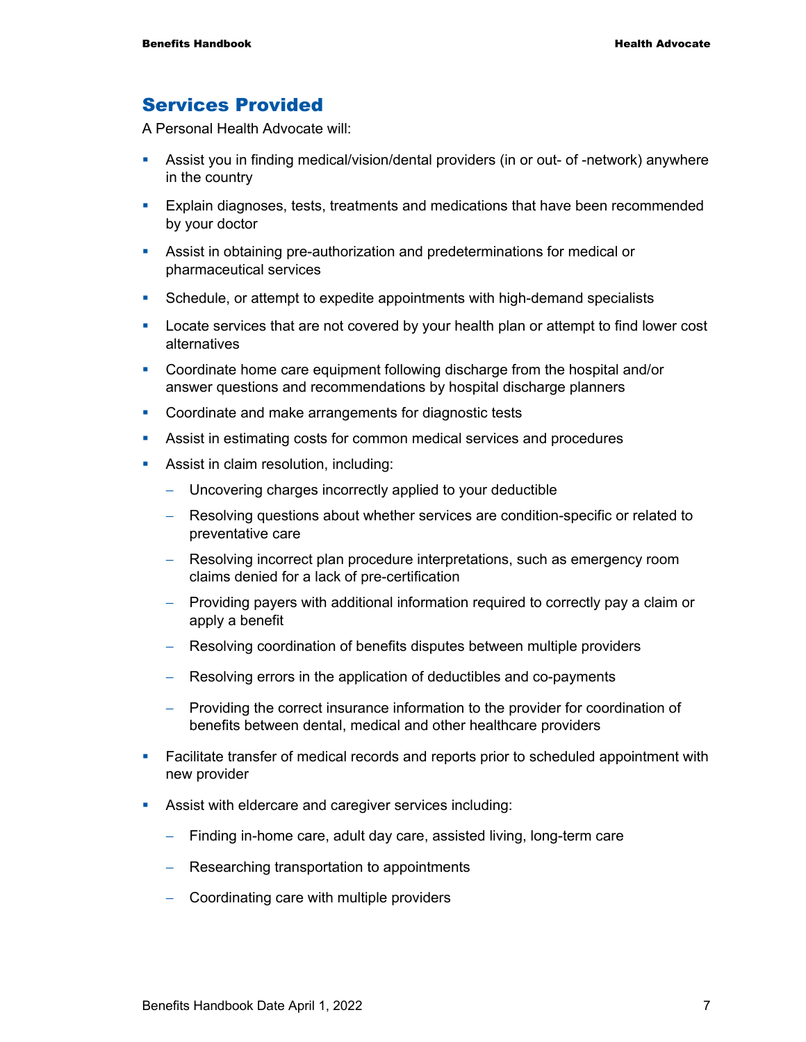## Services Provided

A Personal Health Advocate will:

- Assist you in finding medical/vision/dental providers (in or out- of -network) anywhere in the country
- Explain diagnoses, tests, treatments and medications that have been recommended by your doctor
- Assist in obtaining pre-authorization and predeterminations for medical or pharmaceutical services
- Schedule, or attempt to expedite appointments with high-demand specialists
- Locate services that are not covered by your health plan or attempt to find lower cost alternatives
- Coordinate home care equipment following discharge from the hospital and/or answer questions and recommendations by hospital discharge planners
- Coordinate and make arrangements for diagnostic tests
- Assist in estimating costs for common medical services and procedures
- Assist in claim resolution, including:
  - Uncovering charges incorrectly applied to your deductible
  - Resolving questions about whether services are condition-specific or related to preventative care
  - Resolving incorrect plan procedure interpretations, such as emergency room claims denied for a lack of pre-certification
  - Providing payers with additional information required to correctly pay a claim or apply a benefit
  - Resolving coordination of benefits disputes between multiple providers
  - Resolving errors in the application of deductibles and co-payments
  - Providing the correct insurance information to the provider for coordination of benefits between dental, medical and other healthcare providers
- Facilitate transfer of medical records and reports prior to scheduled appointment with new provider
- Assist with eldercare and caregiver services including:
  - Finding in-home care, adult day care, assisted living, long-term care
  - Researching transportation to appointments
  - Coordinating care with multiple providers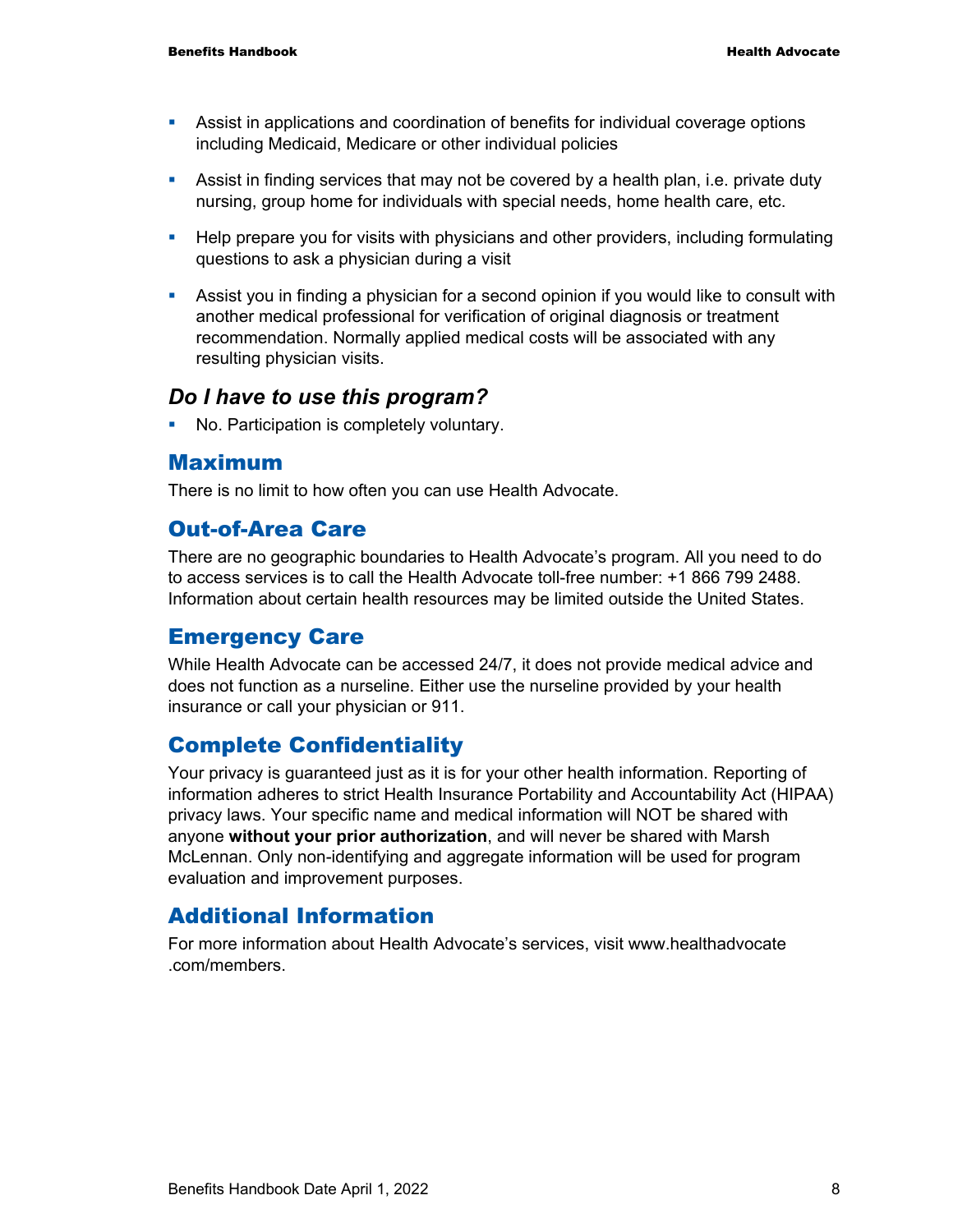- Assist in applications and coordination of benefits for individual coverage options including Medicaid, Medicare or other individual policies
- Assist in finding services that may not be covered by a health plan, i.e. private duty nursing, group home for individuals with special needs, home health care, etc.
- Help prepare you for visits with physicians and other providers, including formulating questions to ask a physician during a visit
- Assist you in finding a physician for a second opinion if you would like to consult with another medical professional for verification of original diagnosis or treatment recommendation. Normally applied medical costs will be associated with any resulting physician visits.

### *Do I have to use this program?*

- No. Participation is completely voluntary.

## Maximum

There is no limit to how often you can use Health Advocate.

## Out-of-Area Care

There are no geographic boundaries to Health Advocate's program. All you need to do to access services is to call the Health Advocate toll-free number: +1 866 799 2488. Information about certain health resources may be limited outside the United States.

## Emergency Care

While Health Advocate can be accessed 24/7, it does not provide medical advice and does not function as a nurseline. Either use the nurseline provided by your health insurance or call your physician or 911.

## Complete Confidentiality

Your privacy is guaranteed just as it is for your other health information. Reporting of information adheres to strict Health Insurance Portability and Accountability Act (HIPAA) privacy laws. Your specific name and medical information will NOT be shared with anyone **without your prior authorization**, and will never be shared with Marsh McLennan. Only non-identifying and aggregate information will be used for program evaluation and improvement purposes.

## Additional Information

For more information about Health Advocate's services, visit www.healthadvocate.com/members.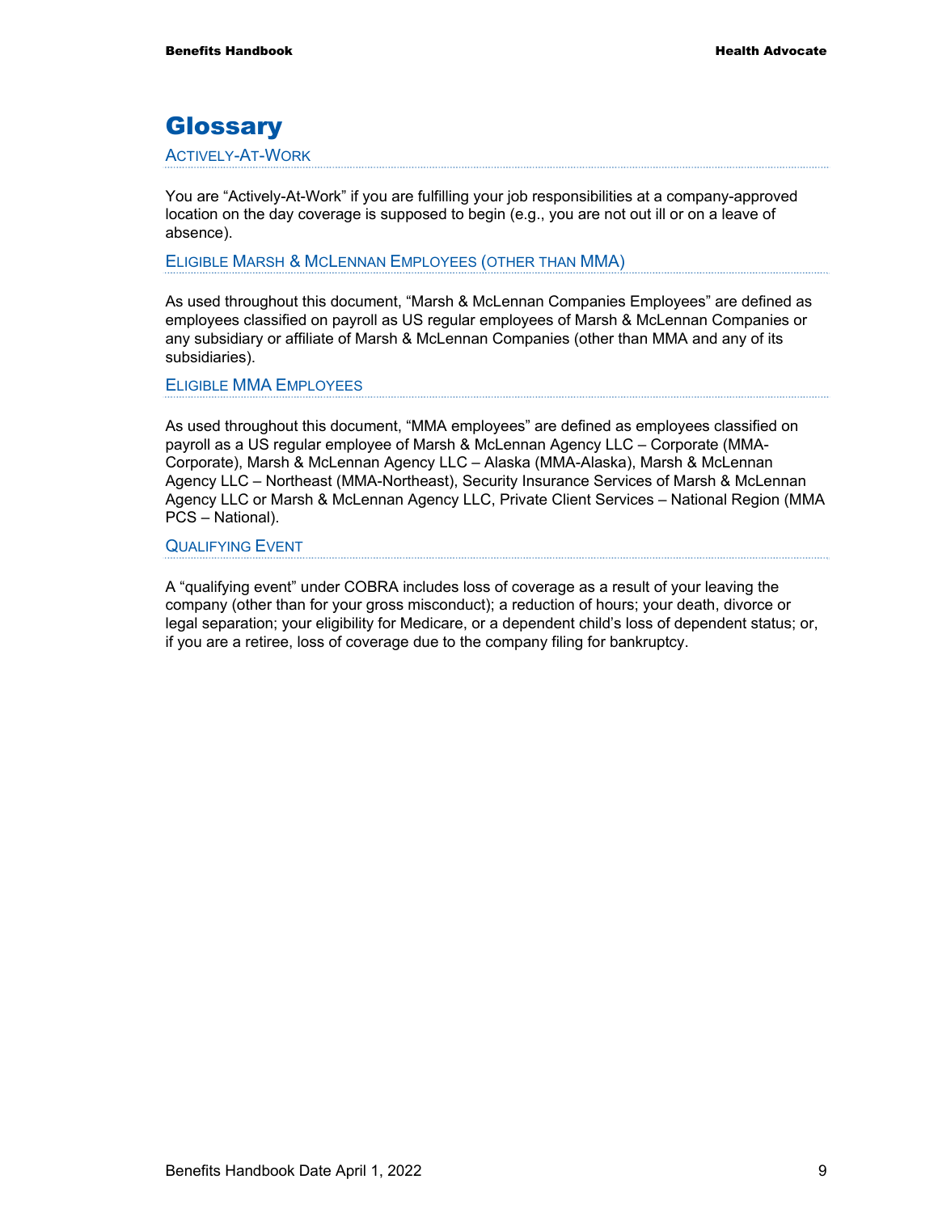# Glossary

### Actively-At-Work

You are "Actively-At-Work" if you are fulfilling your job responsibilities at a company-approved location on the day coverage is supposed to begin (e.g., you are not out ill or on a leave of absence).

### Eligible Marsh & McLennan Employees (other than MMA)

As used throughout this document, "Marsh & McLennan Companies Employees" are defined as employees classified on payroll as US regular employees of Marsh & McLennan Companies or any subsidiary or affiliate of Marsh & McLennan Companies (other than MMA and any of its subsidiaries).

### Eligible MMA Employees

As used throughout this document, "MMA employees" are defined as employees classified on payroll as a US regular employee of Marsh & McLennan Agency LLC – Corporate (MMA-Corporate), Marsh & McLennan Agency LLC – Alaska (MMA-Alaska), Marsh & McLennan Agency LLC – Northeast (MMA-Northeast), Security Insurance Services of Marsh & McLennan Agency LLC or Marsh & McLennan Agency LLC, Private Client Services – National Region (MMA PCS – National).

### Qualifying Event

A "qualifying event" under COBRA includes loss of coverage as a result of your leaving the company (other than for your gross misconduct); a reduction of hours; your death, divorce or legal separation; your eligibility for Medicare, or a dependent child's loss of dependent status; or, if you are a retiree, loss of coverage due to the company filing for bankruptcy.